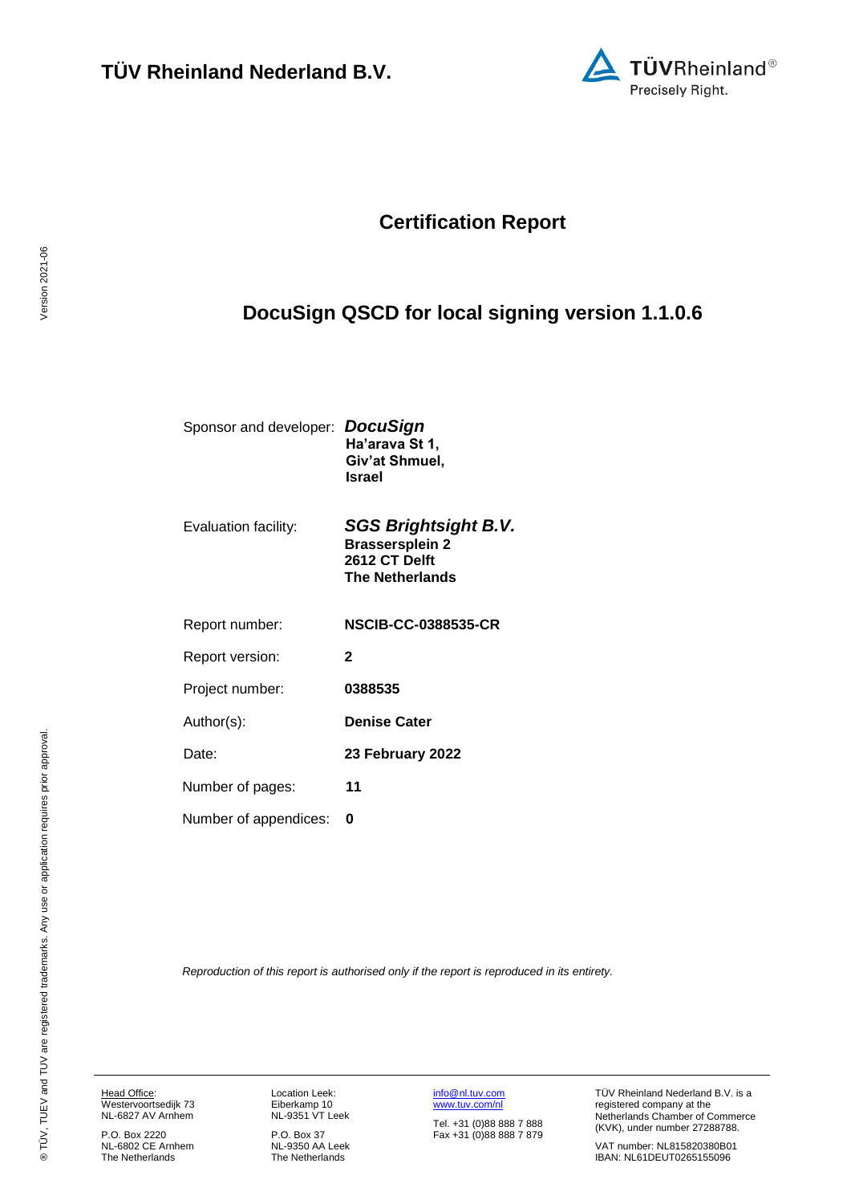**TÜV Rheinland Nederland B.V.**

# Certification Report

## DocuSign QSCD for local signing version 1.1.0.6

| | |
|---|---|
| Sponsor and developer: | ***DocuSign*** **Ha'arava St 1, Giv'at Shmuel, Israel** |
| Evaluation facility: | ***SGS Brightsight B.V.*** **Brassersplein 2 2612 CT Delft The Netherlands** |
| Report number: | **NSCIB-CC-0388535-CR** |
| Report version: | **2** |
| Project number: | **0388535** |
| Author(s): | **Denise Cater** |
| Date: | **23 February 2022** |
| Number of pages: | **11** |
| Number of appendices: | **0** |

*Reproduction of this report is authorised only if the report is reproduced in its entirety.*

Head Office: Westervoortsedijk 73 NL-6827 AV Arnhem

P.O. Box 2220 NL-6802 CE Arnhem The Netherlands

Location Leek: Eiberkamp 10 NL-9351 VT Leek

P.O. Box 37 NL-9350 AA Leek The Netherlands

info@nl.tuv.com www.tuv.com/nl

Tel. +31 (0)88 888 7 888 Fax +31 (0)88 888 7 879

TÜV Rheinland Nederland B.V. is a registered company at the Netherlands Chamber of Commerce (KVK), under number 27288788.

VAT number: NL815820380B01 IBAN: NL61DEUT0265155096

® TÜV, TUEV and TUV are registered trademarks. Any use or application requires prior approval.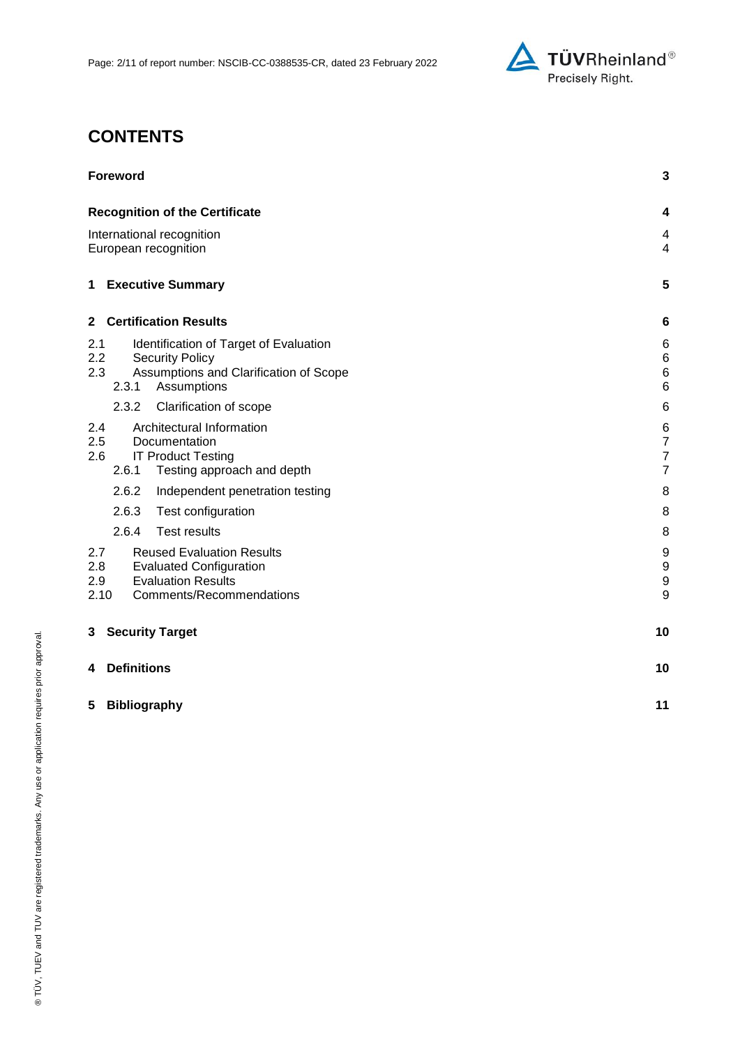## CONTENTS

**Foreword** 3

**Recognition of the Certificate** 4

International recognition 4
European recognition 4

**1 Executive Summary** 5

**2 Certification Results** 6

2.1 Identification of Target of Evaluation 6
2.2 Security Policy 6
2.3 Assumptions and Clarification of Scope 6
  2.3.1 Assumptions 6
  2.3.2 Clarification of scope 6
2.4 Architectural Information 6
2.5 Documentation 7
2.6 IT Product Testing 7
  2.6.1 Testing approach and depth 7
  2.6.2 Independent penetration testing 8
  2.6.3 Test configuration 8
  2.6.4 Test results 8
2.7 Reused Evaluation Results 9
2.8 Evaluated Configuration 9
2.9 Evaluation Results 9
2.10 Comments/Recommendations 9

**3 Security Target** 10

**4 Definitions** 10

**5 Bibliography** 11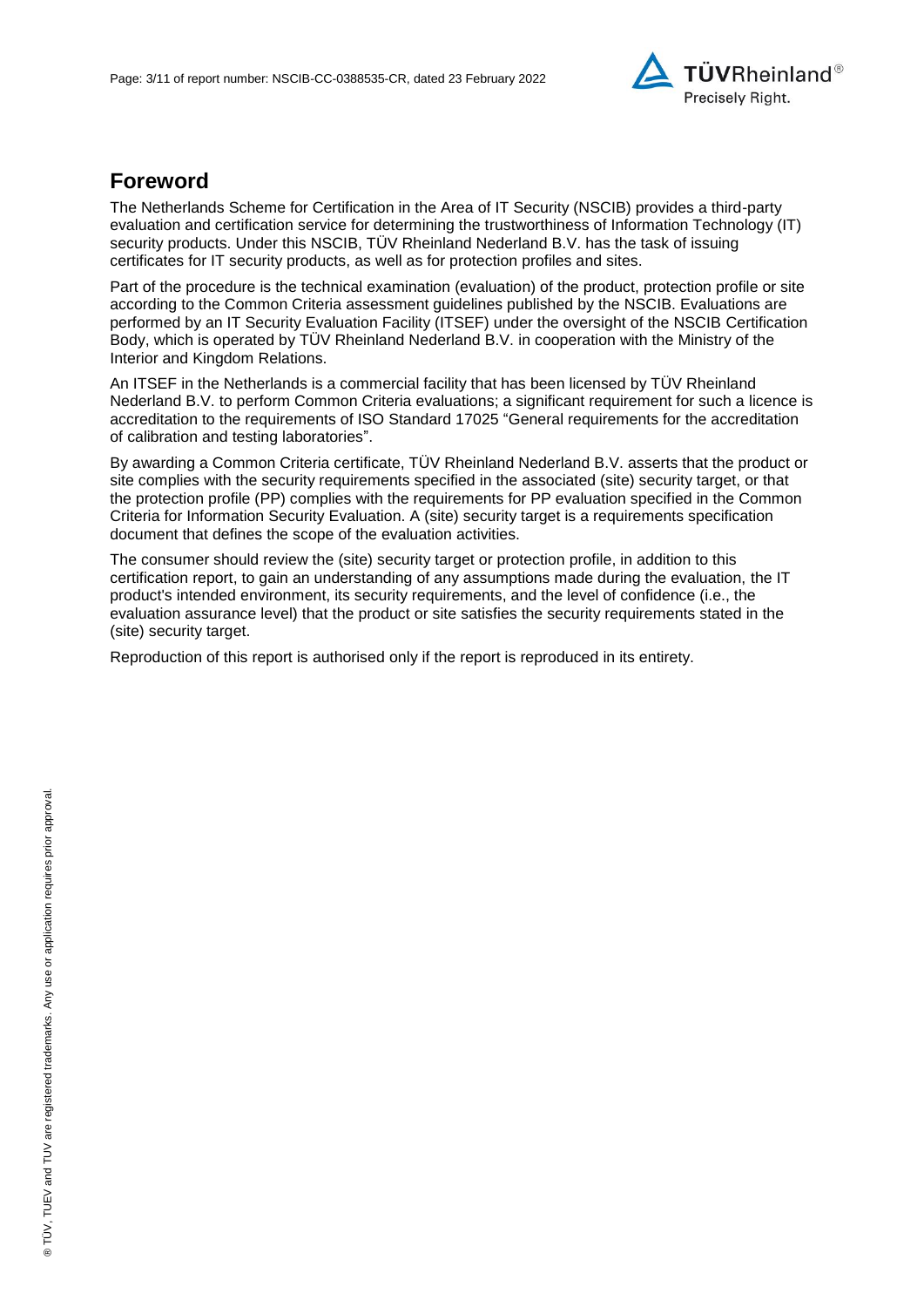## Foreword

The Netherlands Scheme for Certification in the Area of IT Security (NSCIB) provides a third-party evaluation and certification service for determining the trustworthiness of Information Technology (IT) security products. Under this NSCIB, TÜV Rheinland Nederland B.V. has the task of issuing certificates for IT security products, as well as for protection profiles and sites.

Part of the procedure is the technical examination (evaluation) of the product, protection profile or site according to the Common Criteria assessment guidelines published by the NSCIB. Evaluations are performed by an IT Security Evaluation Facility (ITSEF) under the oversight of the NSCIB Certification Body, which is operated by TÜV Rheinland Nederland B.V. in cooperation with the Ministry of the Interior and Kingdom Relations.

An ITSEF in the Netherlands is a commercial facility that has been licensed by TÜV Rheinland Nederland B.V. to perform Common Criteria evaluations; a significant requirement for such a licence is accreditation to the requirements of ISO Standard 17025 "General requirements for the accreditation of calibration and testing laboratories".

By awarding a Common Criteria certificate, TÜV Rheinland Nederland B.V. asserts that the product or site complies with the security requirements specified in the associated (site) security target, or that the protection profile (PP) complies with the requirements for PP evaluation specified in the Common Criteria for Information Security Evaluation. A (site) security target is a requirements specification document that defines the scope of the evaluation activities.

The consumer should review the (site) security target or protection profile, in addition to this certification report, to gain an understanding of any assumptions made during the evaluation, the IT product's intended environment, its security requirements, and the level of confidence (i.e., the evaluation assurance level) that the product or site satisfies the security requirements stated in the (site) security target.

Reproduction of this report is authorised only if the report is reproduced in its entirety.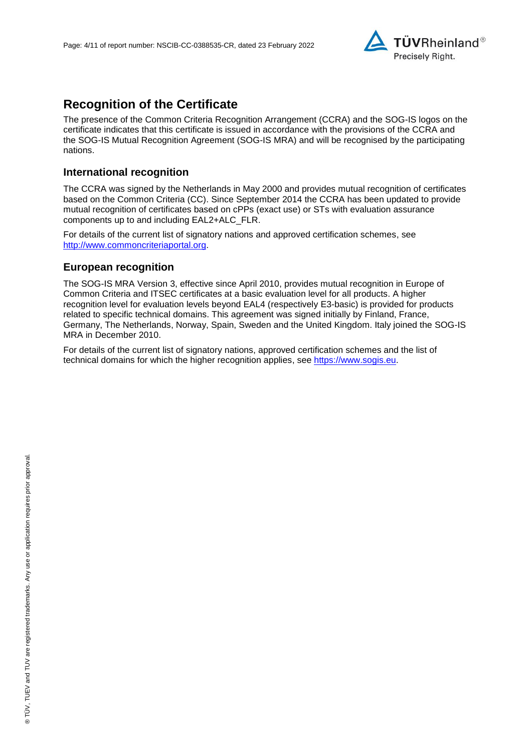## Recognition of the Certificate

The presence of the Common Criteria Recognition Arrangement (CCRA) and the SOG-IS logos on the certificate indicates that this certificate is issued in accordance with the provisions of the CCRA and the SOG-IS Mutual Recognition Agreement (SOG-IS MRA) and will be recognised by the participating nations.

### International recognition

The CCRA was signed by the Netherlands in May 2000 and provides mutual recognition of certificates based on the Common Criteria (CC). Since September 2014 the CCRA has been updated to provide mutual recognition of certificates based on cPPs (exact use) or STs with evaluation assurance components up to and including EAL2+ALC_FLR.

For details of the current list of signatory nations and approved certification schemes, see [http://www.commoncriteriaportal.org](http://www.commoncriteriaportal.org).

### European recognition

The SOG-IS MRA Version 3, effective since April 2010, provides mutual recognition in Europe of Common Criteria and ITSEC certificates at a basic evaluation level for all products. A higher recognition level for evaluation levels beyond EAL4 (respectively E3-basic) is provided for products related to specific technical domains. This agreement was signed initially by Finland, France, Germany, The Netherlands, Norway, Spain, Sweden and the United Kingdom. Italy joined the SOG-IS MRA in December 2010.

For details of the current list of signatory nations, approved certification schemes and the list of technical domains for which the higher recognition applies, see [https://www.sogis.eu](https://www.sogis.eu).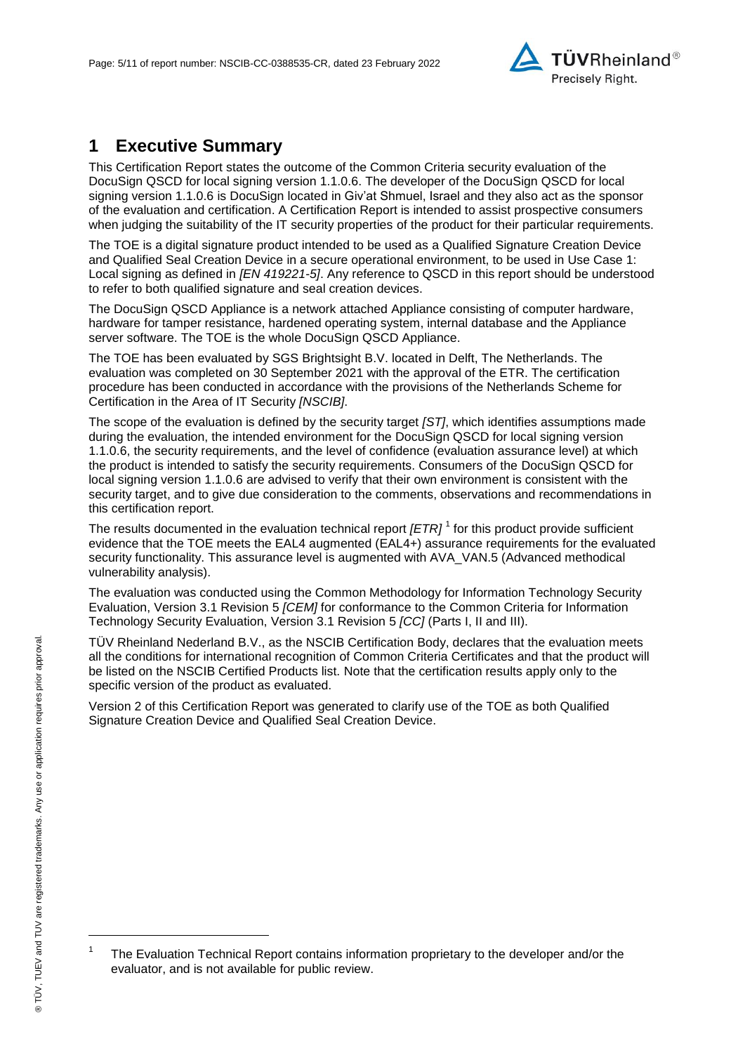# 1 Executive Summary

This Certification Report states the outcome of the Common Criteria security evaluation of the DocuSign QSCD for local signing version 1.1.0.6. The developer of the DocuSign QSCD for local signing version 1.1.0.6 is DocuSign located in Giv'at Shmuel, Israel and they also act as the sponsor of the evaluation and certification. A Certification Report is intended to assist prospective consumers when judging the suitability of the IT security properties of the product for their particular requirements.

The TOE is a digital signature product intended to be used as a Qualified Signature Creation Device and Qualified Seal Creation Device in a secure operational environment, to be used in Use Case 1: Local signing as defined in *[EN 419221-5]*. Any reference to QSCD in this report should be understood to refer to both qualified signature and seal creation devices.

The DocuSign QSCD Appliance is a network attached Appliance consisting of computer hardware, hardware for tamper resistance, hardened operating system, internal database and the Appliance server software. The TOE is the whole DocuSign QSCD Appliance.

The TOE has been evaluated by SGS Brightsight B.V. located in Delft, The Netherlands. The evaluation was completed on 30 September 2021 with the approval of the ETR. The certification procedure has been conducted in accordance with the provisions of the Netherlands Scheme for Certification in the Area of IT Security *[NSCIB]*.

The scope of the evaluation is defined by the security target *[ST]*, which identifies assumptions made during the evaluation, the intended environment for the DocuSign QSCD for local signing version 1.1.0.6, the security requirements, and the level of confidence (evaluation assurance level) at which the product is intended to satisfy the security requirements. Consumers of the DocuSign QSCD for local signing version 1.1.0.6 are advised to verify that their own environment is consistent with the security target, and to give due consideration to the comments, observations and recommendations in this certification report.

The results documented in the evaluation technical report *[ETR]* [1] for this product provide sufficient evidence that the TOE meets the EAL4 augmented (EAL4+) assurance requirements for the evaluated security functionality. This assurance level is augmented with AVA_VAN.5 (Advanced methodical vulnerability analysis).

The evaluation was conducted using the Common Methodology for Information Technology Security Evaluation, Version 3.1 Revision 5 *[CEM]* for conformance to the Common Criteria for Information Technology Security Evaluation, Version 3.1 Revision 5 *[CC]* (Parts I, II and III).

TÜV Rheinland Nederland B.V., as the NSCIB Certification Body, declares that the evaluation meets all the conditions for international recognition of Common Criteria Certificates and that the product will be listed on the NSCIB Certified Products list. Note that the certification results apply only to the specific version of the product as evaluated.

Version 2 of this Certification Report was generated to clarify use of the TOE as both Qualified Signature Creation Device and Qualified Seal Creation Device.

[1] The Evaluation Technical Report contains information proprietary to the developer and/or the evaluator, and is not available for public review.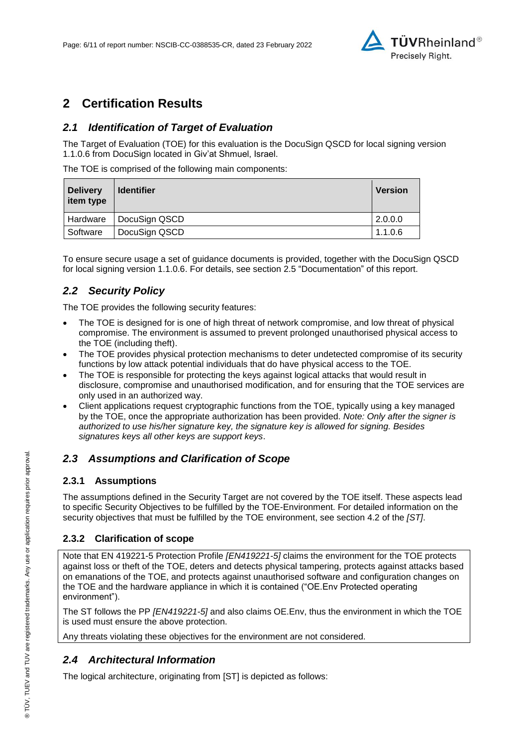# 2 Certification Results

## 2.1 Identification of Target of Evaluation

The Target of Evaluation (TOE) for this evaluation is the DocuSign QSCD for local signing version 1.1.0.6 from DocuSign located in Giv'at Shmuel, Israel.

The TOE is comprised of the following main components:

| Delivery item type | Identifier | Version |
|---|---|---|
| Hardware | DocuSign QSCD | 2.0.0.0 |
| Software | DocuSign QSCD | 1.1.0.6 |

To ensure secure usage a set of guidance documents is provided, together with the DocuSign QSCD for local signing version 1.1.0.6. For details, see section 2.5 "Documentation" of this report.

## 2.2 Security Policy

The TOE provides the following security features:

- The TOE is designed for is one of high threat of network compromise, and low threat of physical compromise. The environment is assumed to prevent prolonged unauthorised physical access to the TOE (including theft).
- The TOE provides physical protection mechanisms to deter undetected compromise of its security functions by low attack potential individuals that do have physical access to the TOE.
- The TOE is responsible for protecting the keys against logical attacks that would result in disclosure, compromise and unauthorised modification, and for ensuring that the TOE services are only used in an authorized way.
- Client applications request cryptographic functions from the TOE, typically using a key managed by the TOE, once the appropriate authorization has been provided. *Note: Only after the signer is authorized to use his/her signature key, the signature key is allowed for signing. Besides signatures keys all other keys are support keys*.

## 2.3 Assumptions and Clarification of Scope

### 2.3.1 Assumptions

The assumptions defined in the Security Target are not covered by the TOE itself. These aspects lead to specific Security Objectives to be fulfilled by the TOE-Environment. For detailed information on the security objectives that must be fulfilled by the TOE environment, see section 4.2 of the *[ST]*.

### 2.3.2 Clarification of scope

Note that EN 419221-5 Protection Profile *[EN419221-5]* claims the environment for the TOE protects against loss or theft of the TOE, deters and detects physical tampering, protects against attacks based on emanations of the TOE, and protects against unauthorised software and configuration changes on the TOE and the hardware appliance in which it is contained ("OE.Env Protected operating environment").

The ST follows the PP *[EN419221-5]* and also claims OE.Env, thus the environment in which the TOE is used must ensure the above protection.

Any threats violating these objectives for the environment are not considered.

## 2.4 Architectural Information

The logical architecture, originating from [ST] is depicted as follows: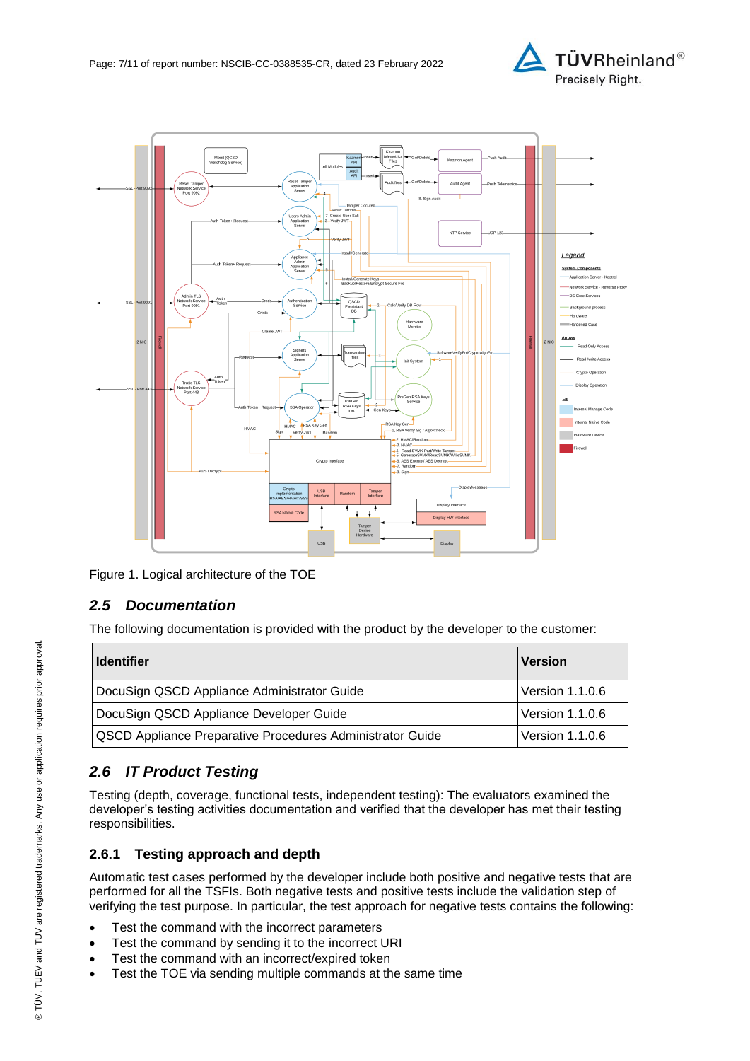Figure 1. Logical architecture of the TOE

## 2.5 *Documentation*

The following documentation is provided with the product by the developer to the customer:

| Identifier | Version |
|---|---|
| DocuSign QSCD Appliance Administrator Guide | Version 1.1.0.6 |
| DocuSign QSCD Appliance Developer Guide | Version 1.1.0.6 |
| QSCD Appliance Preparative Procedures Administrator Guide | Version 1.1.0.6 |

## 2.6 *IT Product Testing*

Testing (depth, coverage, functional tests, independent testing): The evaluators examined the developer's testing activities documentation and verified that the developer has met their testing responsibilities.

### 2.6.1 Testing approach and depth

Automatic test cases performed by the developer include both positive and negative tests that are performed for all the TSFIs. Both negative tests and positive tests include the validation step of verifying the test purpose. In particular, the test approach for negative tests contains the following:

- Test the command with the incorrect parameters
- Test the command by sending it to the incorrect URI
- Test the command with an incorrect/expired token
- Test the TOE via sending multiple commands at the same time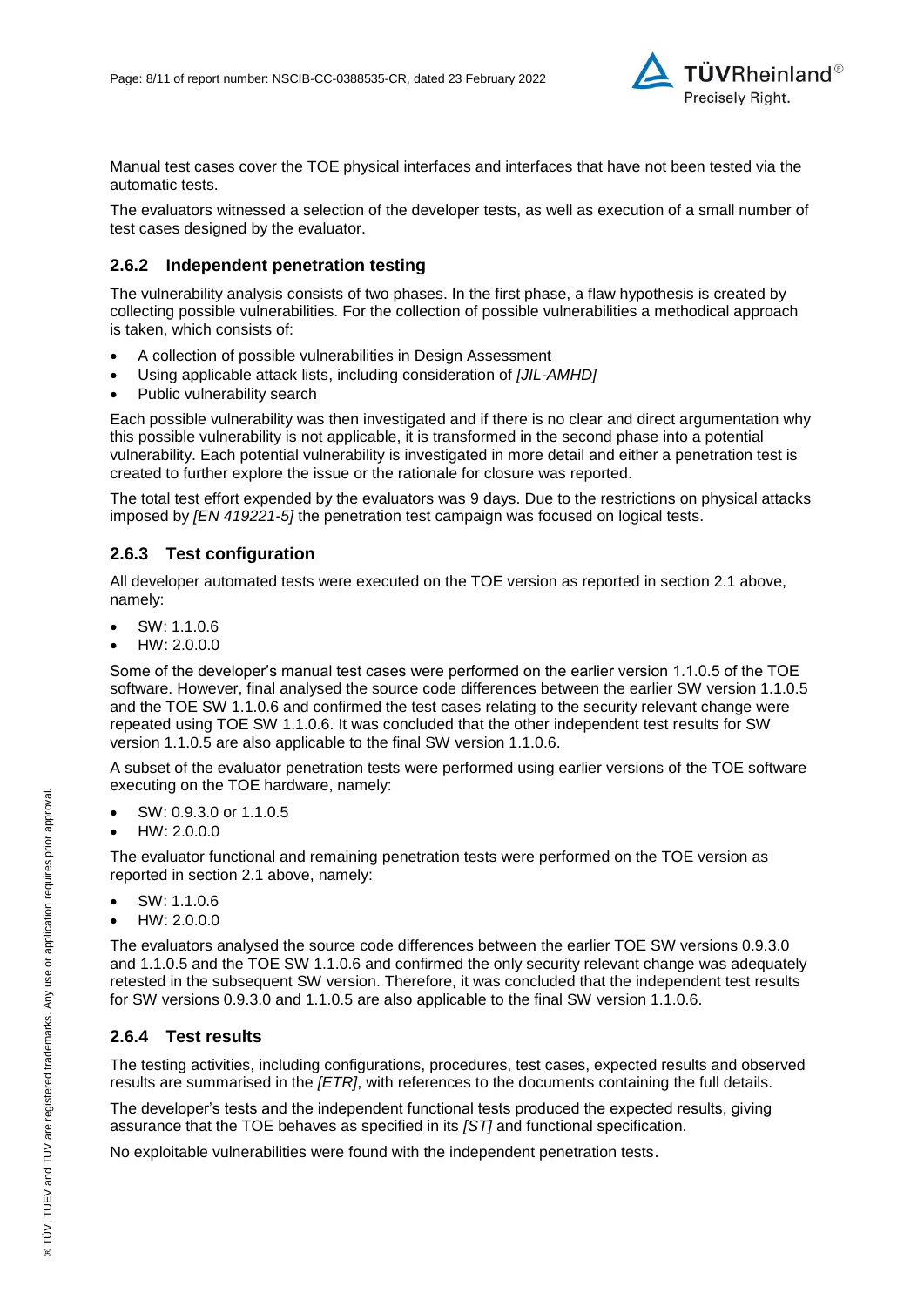Manual test cases cover the TOE physical interfaces and interfaces that have not been tested via the automatic tests.

The evaluators witnessed a selection of the developer tests, as well as execution of a small number of test cases designed by the evaluator.

### 2.6.2 Independent penetration testing

The vulnerability analysis consists of two phases. In the first phase, a flaw hypothesis is created by collecting possible vulnerabilities. For the collection of possible vulnerabilities a methodical approach is taken, which consists of:

- A collection of possible vulnerabilities in Design Assessment
- Using applicable attack lists, including consideration of *[JIL-AMHD]*
- Public vulnerability search

Each possible vulnerability was then investigated and if there is no clear and direct argumentation why this possible vulnerability is not applicable, it is transformed in the second phase into a potential vulnerability. Each potential vulnerability is investigated in more detail and either a penetration test is created to further explore the issue or the rationale for closure was reported.

The total test effort expended by the evaluators was 9 days. Due to the restrictions on physical attacks imposed by *[EN 419221-5]* the penetration test campaign was focused on logical tests.

### 2.6.3 Test configuration

All developer automated tests were executed on the TOE version as reported in section 2.1 above, namely:

- SW: 1.1.0.6
- HW: 2.0.0.0

Some of the developer's manual test cases were performed on the earlier version 1.1.0.5 of the TOE software. However, final analysed the source code differences between the earlier SW version 1.1.0.5 and the TOE SW 1.1.0.6 and confirmed the test cases relating to the security relevant change were repeated using TOE SW 1.1.0.6. It was concluded that the other independent test results for SW version 1.1.0.5 are also applicable to the final SW version 1.1.0.6.

A subset of the evaluator penetration tests were performed using earlier versions of the TOE software executing on the TOE hardware, namely:

- SW: 0.9.3.0 or 1.1.0.5
- HW: 2.0.0.0

The evaluator functional and remaining penetration tests were performed on the TOE version as reported in section 2.1 above, namely:

- SW: 1.1.0.6
- HW: 2.0.0.0

The evaluators analysed the source code differences between the earlier TOE SW versions 0.9.3.0 and 1.1.0.5 and the TOE SW 1.1.0.6 and confirmed the only security relevant change was adequately retested in the subsequent SW version. Therefore, it was concluded that the independent test results for SW versions 0.9.3.0 and 1.1.0.5 are also applicable to the final SW version 1.1.0.6.

### 2.6.4 Test results

The testing activities, including configurations, procedures, test cases, expected results and observed results are summarised in the *[ETR]*, with references to the documents containing the full details.

The developer's tests and the independent functional tests produced the expected results, giving assurance that the TOE behaves as specified in its *[ST]* and functional specification.

No exploitable vulnerabilities were found with the independent penetration tests.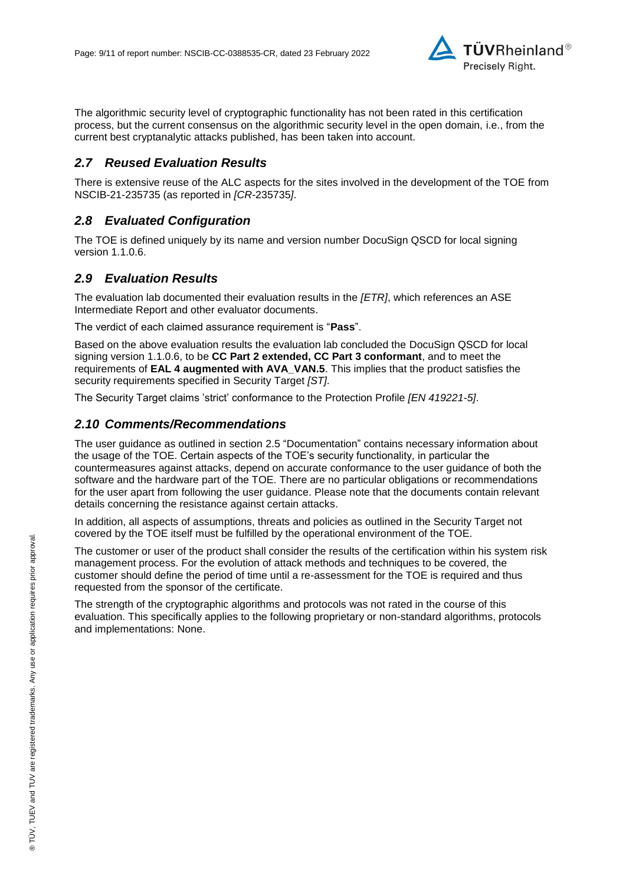The algorithmic security level of cryptographic functionality has not been rated in this certification process, but the current consensus on the algorithmic security level in the open domain, i.e., from the current best cryptanalytic attacks published, has been taken into account.

## *2.7 Reused Evaluation Results*

There is extensive reuse of the ALC aspects for the sites involved in the development of the TOE from NSCIB-21-235735 (as reported in *[CR-*235735*]*.

## *2.8 Evaluated Configuration*

The TOE is defined uniquely by its name and version number DocuSign QSCD for local signing version 1.1.0.6.

## *2.9 Evaluation Results*

The evaluation lab documented their evaluation results in the *[ETR]*, which references an ASE Intermediate Report and other evaluator documents.

The verdict of each claimed assurance requirement is "**Pass**".

Based on the above evaluation results the evaluation lab concluded the DocuSign QSCD for local signing version 1.1.0.6, to be **CC Part 2 extended, CC Part 3 conformant**, and to meet the requirements of **EAL 4 augmented with AVA_VAN.5**. This implies that the product satisfies the security requirements specified in Security Target *[ST]*.

The Security Target claims 'strict' conformance to the Protection Profile *[EN 419221-5]*.

## *2.10 Comments/Recommendations*

The user guidance as outlined in section 2.5 "Documentation" contains necessary information about the usage of the TOE. Certain aspects of the TOE's security functionality, in particular the countermeasures against attacks, depend on accurate conformance to the user guidance of both the software and the hardware part of the TOE. There are no particular obligations or recommendations for the user apart from following the user guidance. Please note that the documents contain relevant details concerning the resistance against certain attacks.

In addition, all aspects of assumptions, threats and policies as outlined in the Security Target not covered by the TOE itself must be fulfilled by the operational environment of the TOE.

The customer or user of the product shall consider the results of the certification within his system risk management process. For the evolution of attack methods and techniques to be covered, the customer should define the period of time until a re-assessment for the TOE is required and thus requested from the sponsor of the certificate.

The strength of the cryptographic algorithms and protocols was not rated in the course of this evaluation. This specifically applies to the following proprietary or non-standard algorithms, protocols and implementations: None.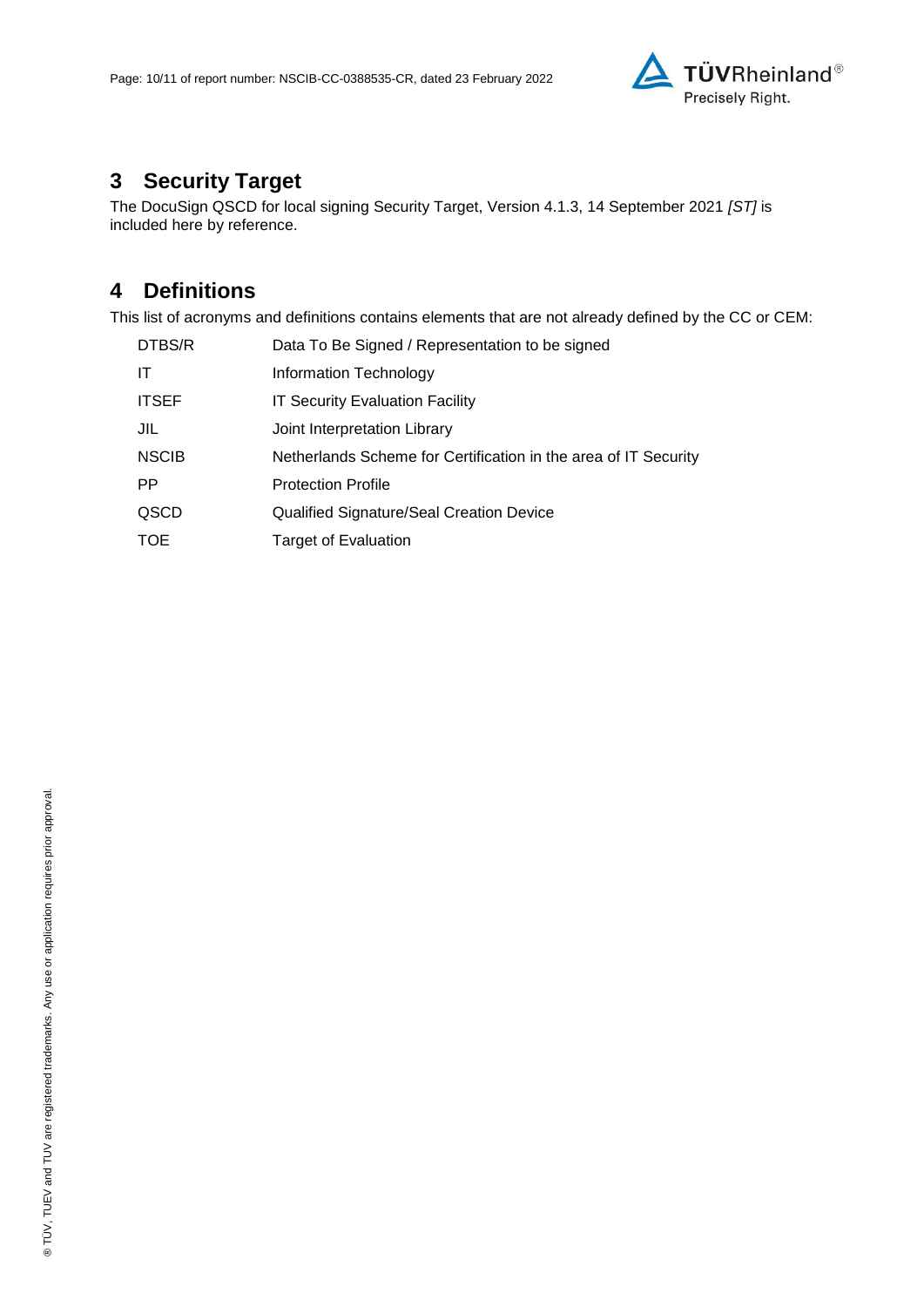## 3 Security Target

The DocuSign QSCD for local signing Security Target, Version 4.1.3, 14 September 2021 *[ST]* is included here by reference.

## 4 Definitions

This list of acronyms and definitions contains elements that are not already defined by the CC or CEM:

| | |
|---|---|
| DTBS/R | Data To Be Signed / Representation to be signed |
| IT | Information Technology |
| ITSEF | IT Security Evaluation Facility |
| JIL | Joint Interpretation Library |
| NSCIB | Netherlands Scheme for Certification in the area of IT Security |
| PP | Protection Profile |
| QSCD | Qualified Signature/Seal Creation Device |
| TOE | Target of Evaluation |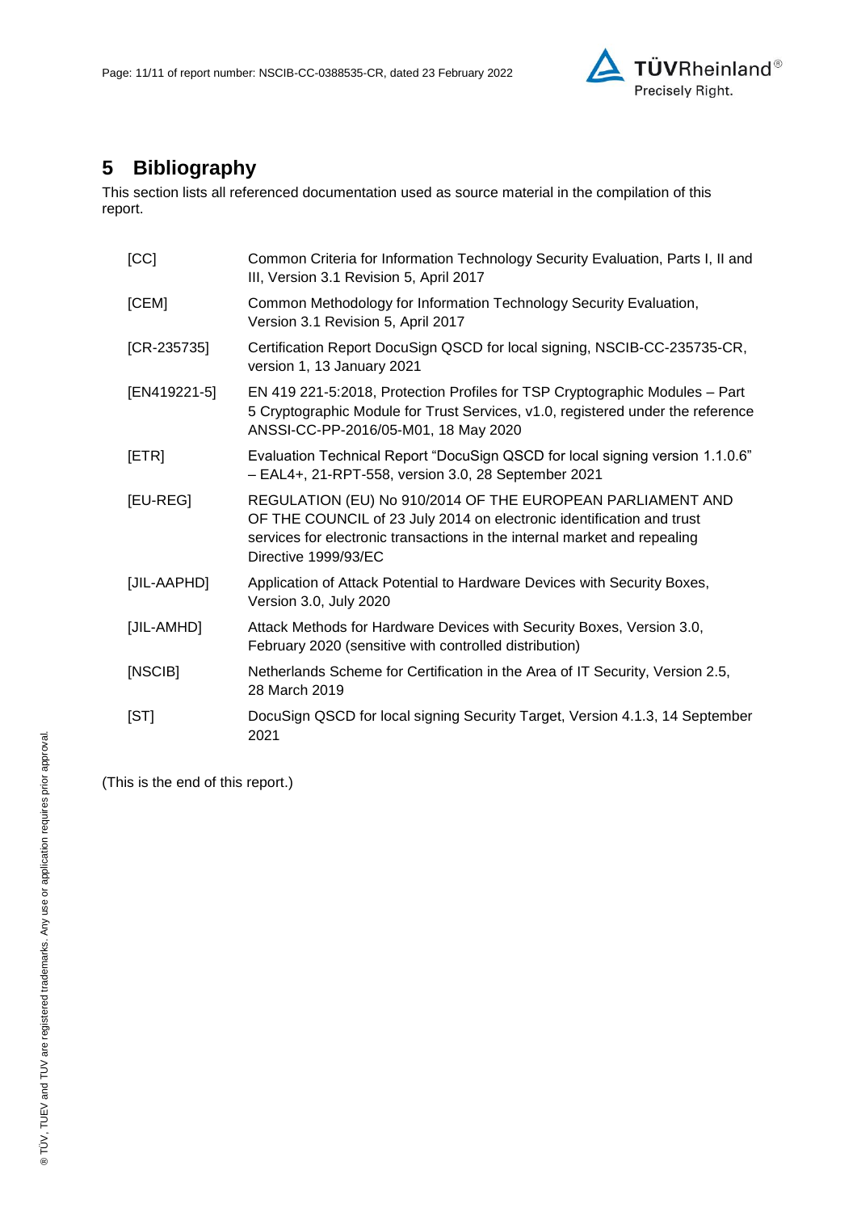## 5 Bibliography

This section lists all referenced documentation used as source material in the compilation of this report.

| | |
|---|---|
| [CC] | Common Criteria for Information Technology Security Evaluation, Parts I, II and III, Version 3.1 Revision 5, April 2017 |
| [CEM] | Common Methodology for Information Technology Security Evaluation, Version 3.1 Revision 5, April 2017 |
| [CR-235735] | Certification Report DocuSign QSCD for local signing, NSCIB-CC-235735-CR, version 1, 13 January 2021 |
| [EN419221-5] | EN 419 221-5:2018, Protection Profiles for TSP Cryptographic Modules – Part 5 Cryptographic Module for Trust Services, v1.0, registered under the reference ANSSI-CC-PP-2016/05-M01, 18 May 2020 |
| [ETR] | Evaluation Technical Report "DocuSign QSCD for local signing version 1.1.0.6" – EAL4+, 21-RPT-558, version 3.0, 28 September 2021 |
| [EU-REG] | REGULATION (EU) No 910/2014 OF THE EUROPEAN PARLIAMENT AND OF THE COUNCIL of 23 July 2014 on electronic identification and trust services for electronic transactions in the internal market and repealing Directive 1999/93/EC |
| [JIL-AAPHD] | Application of Attack Potential to Hardware Devices with Security Boxes, Version 3.0, July 2020 |
| [JIL-AMHD] | Attack Methods for Hardware Devices with Security Boxes, Version 3.0, February 2020 (sensitive with controlled distribution) |
| [NSCIB] | Netherlands Scheme for Certification in the Area of IT Security, Version 2.5, 28 March 2019 |
| [ST] | DocuSign QSCD for local signing Security Target, Version 4.1.3, 14 September 2021 |

(This is the end of this report.)